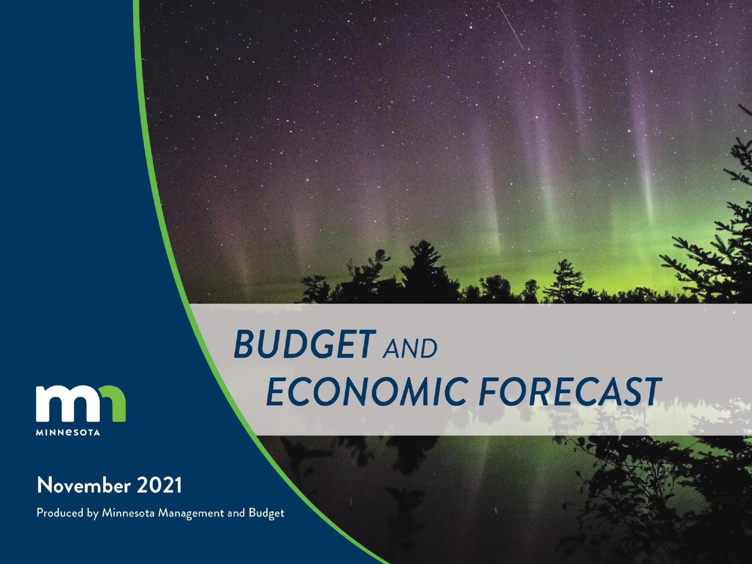# BUDGET AND ECONOMIC FORECAST

MINNESOTA

November 2021

Produced by Minnesota Management and Budget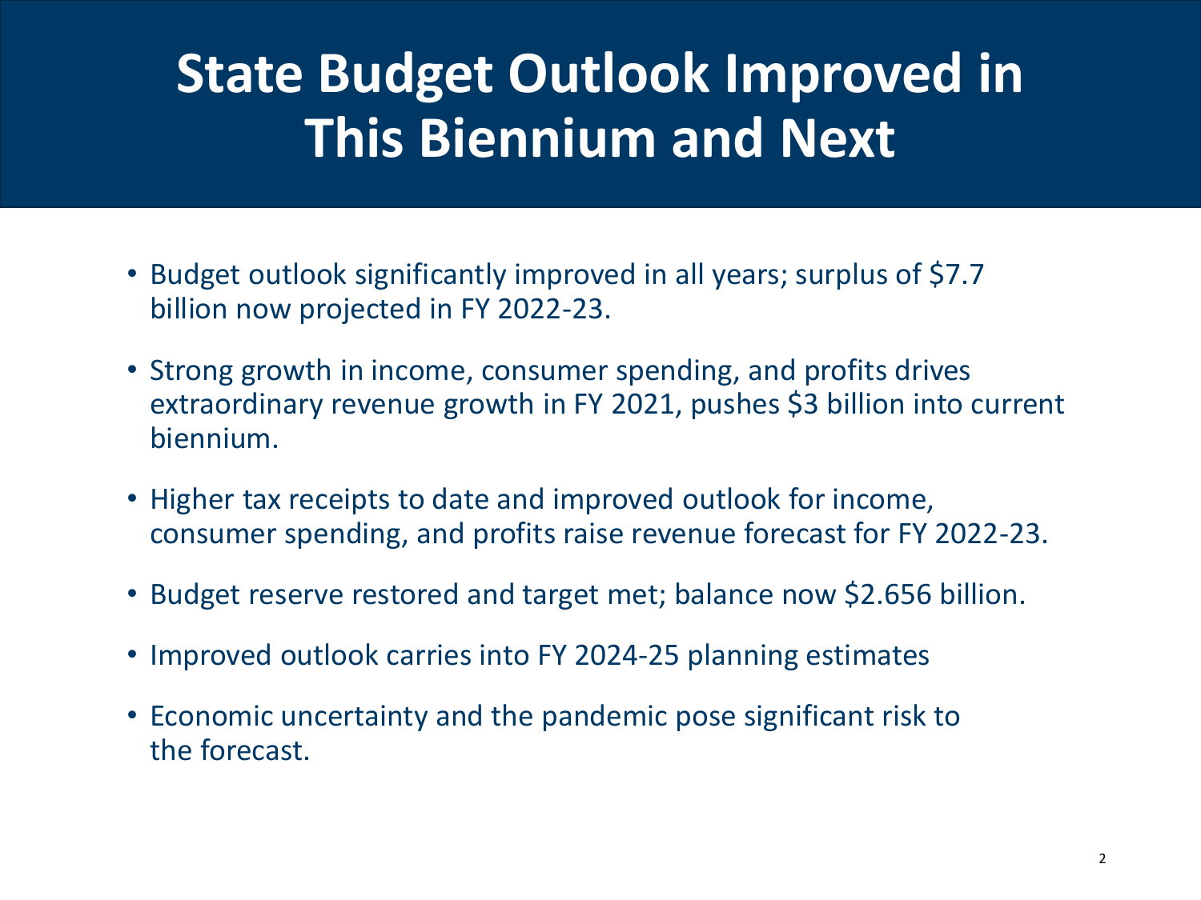# State Budget Outlook Improved in This Biennium and Next

- Budget outlook significantly improved in all years; surplus of $7.7 billion now projected in FY 2022-23.
- Strong growth in income, consumer spending, and profits drives extraordinary revenue growth in FY 2021, pushes $3 billion into current biennium.
- Higher tax receipts to date and improved outlook for income, consumer spending, and profits raise revenue forecast for FY 2022-23.
- Budget reserve restored and target met; balance now $2.656 billion.
- Improved outlook carries into FY 2024-25 planning estimates
- Economic uncertainty and the pandemic pose significant risk to the forecast.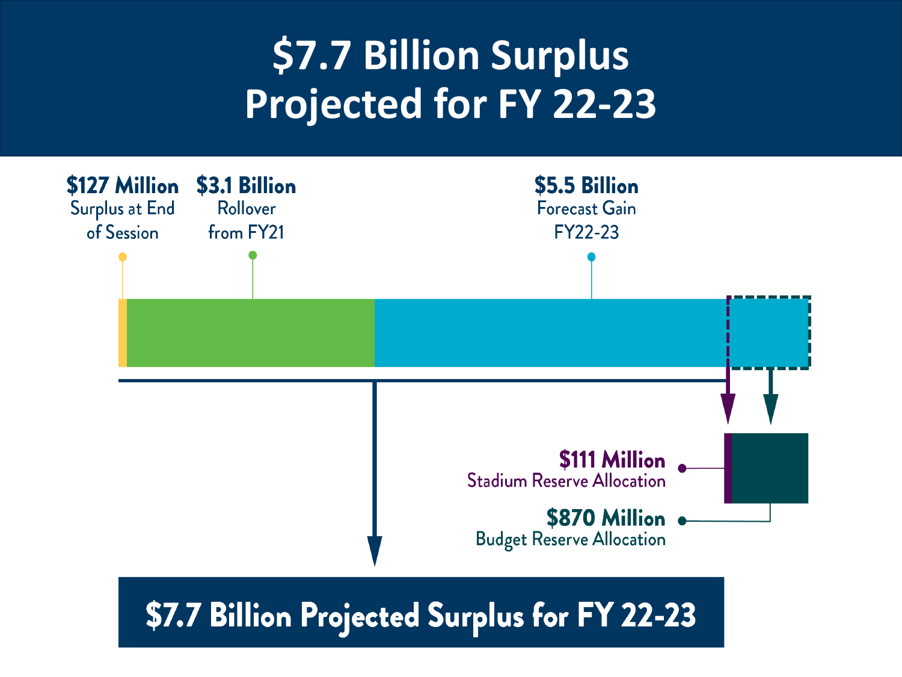# $7.7 Billion Surplus Projected for FY 22-23

**$127 Million**
Surplus at End of Session

**$3.1 Billion**
Rollover from FY21

**$5.5 Billion**
Forecast Gain FY22-23

**$111 Million**
Stadium Reserve Allocation

**$870 Million**
Budget Reserve Allocation

**$7.7 Billion Projected Surplus for FY 22-23**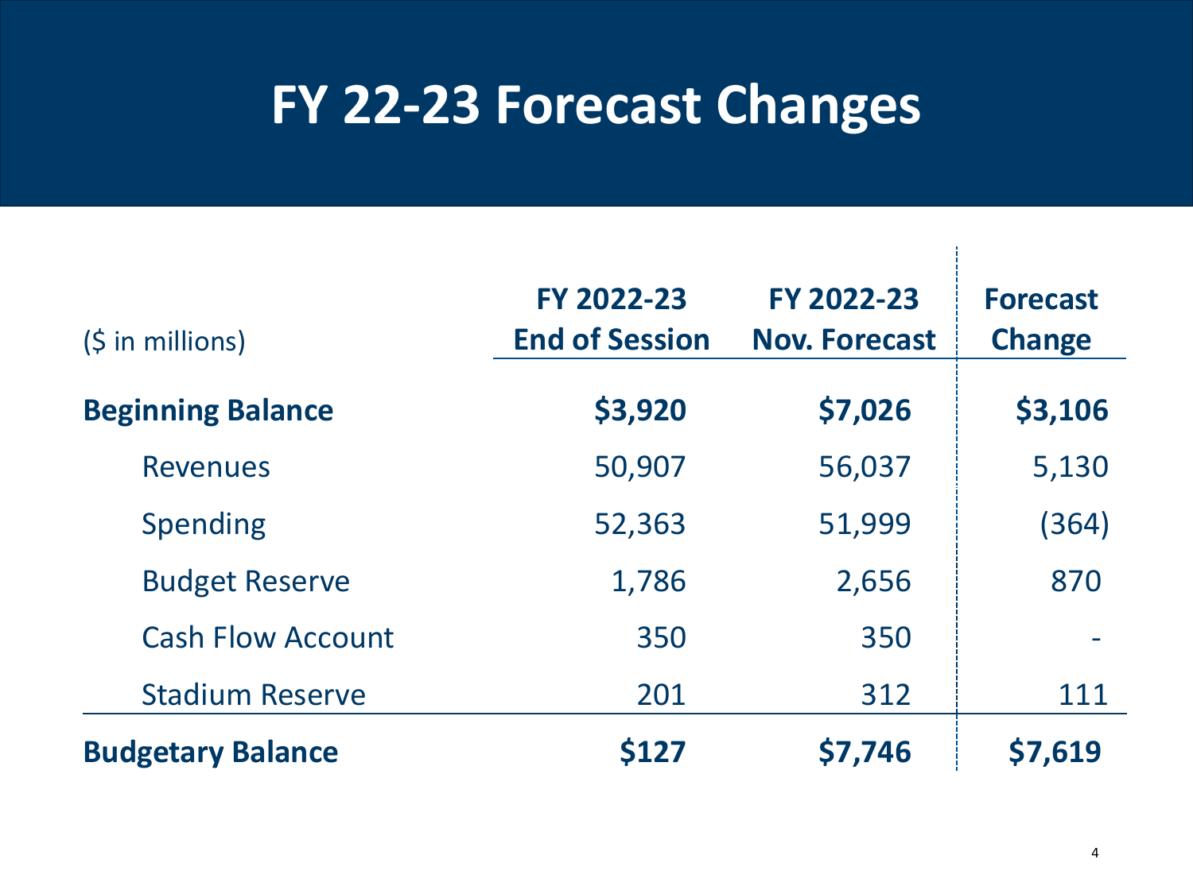# FY 22-23 Forecast Changes

| ($ in millions) | FY 2022-23 End of Session | FY 2022-23 Nov. Forecast | Forecast Change |
|---|---|---|---|
| **Beginning Balance** | **$3,920** | **$7,026** | **$3,106** |
| Revenues | 50,907 | 56,037 | 5,130 |
| Spending | 52,363 | 51,999 | (364) |
| Budget Reserve | 1,786 | 2,656 | 870 |
| Cash Flow Account | 350 | 350 | - |
| Stadium Reserve | 201 | 312 | 111 |
| **Budgetary Balance** | **$127** | **$7,746** | **$7,619** |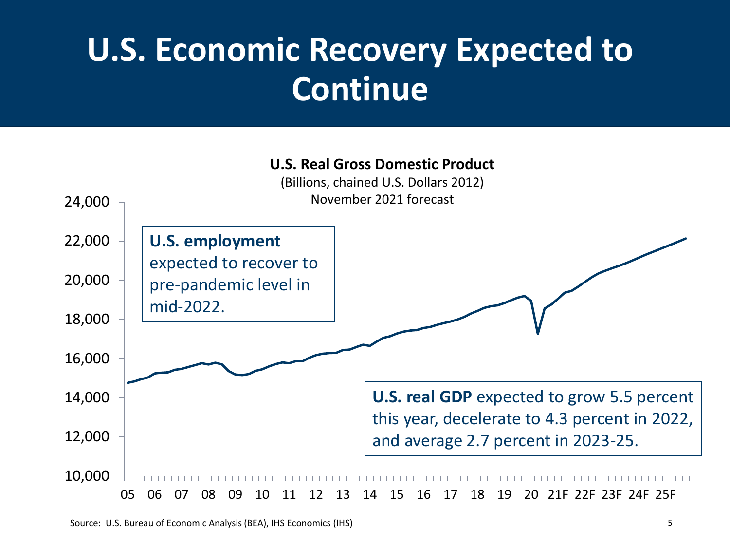# U.S. Economic Recovery Expected to Continue

**U.S. Real Gross Domestic Product**

(Billions, chained U.S. Dollars 2012)

November 2021 forecast

**U.S. employment** expected to recover to pre-pandemic level in mid-2022.

**U.S. real GDP** expected to grow 5.5 percent this year, decelerate to 4.3 percent in 2022, and average 2.7 percent in 2023-25.

Source: U.S. Bureau of Economic Analysis (BEA), IHS Economics (IHS)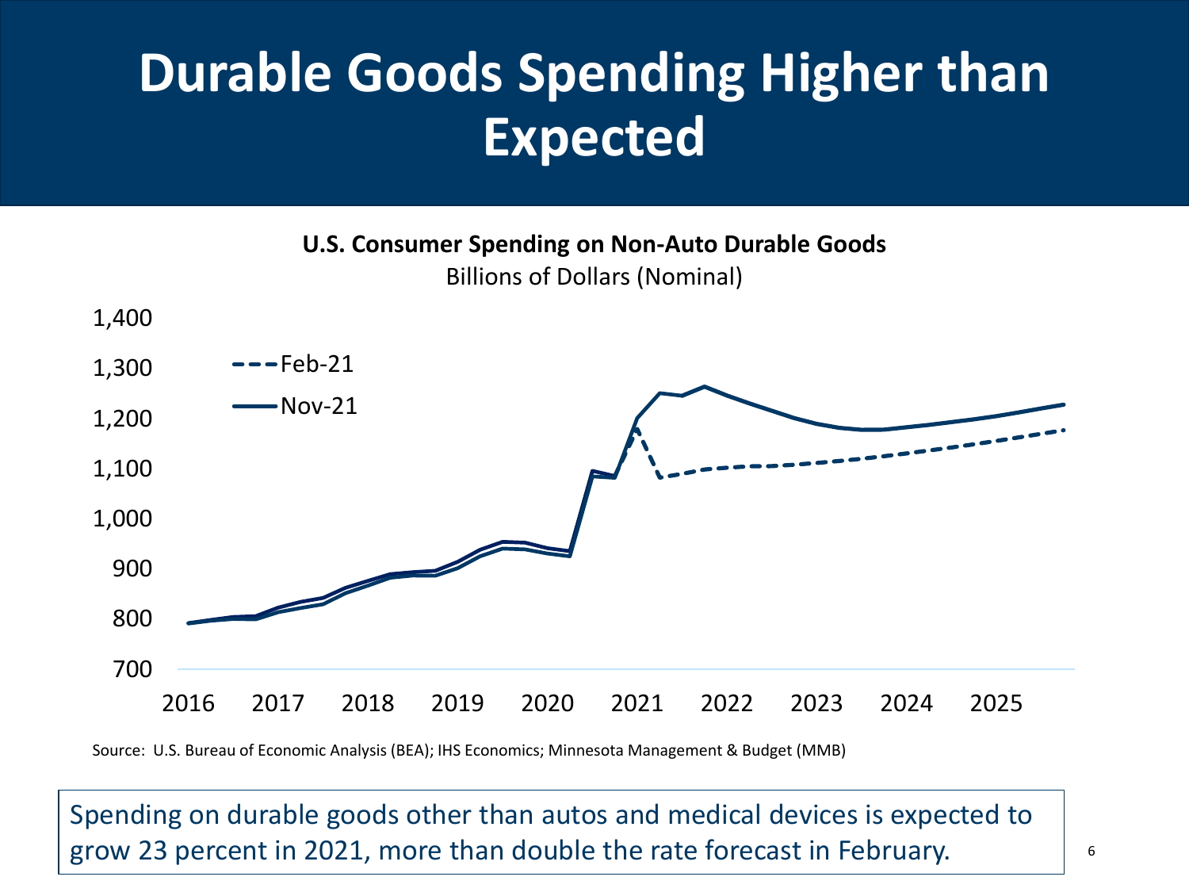# Durable Goods Spending Higher than Expected

**U.S. Consumer Spending on Non-Auto Durable Goods**

Billions of Dollars (Nominal)

Source: U.S. Bureau of Economic Analysis (BEA); IHS Economics; Minnesota Management & Budget (MMB)

Spending on durable goods other than autos and medical devices is expected to grow 23 percent in 2021, more than double the rate forecast in February.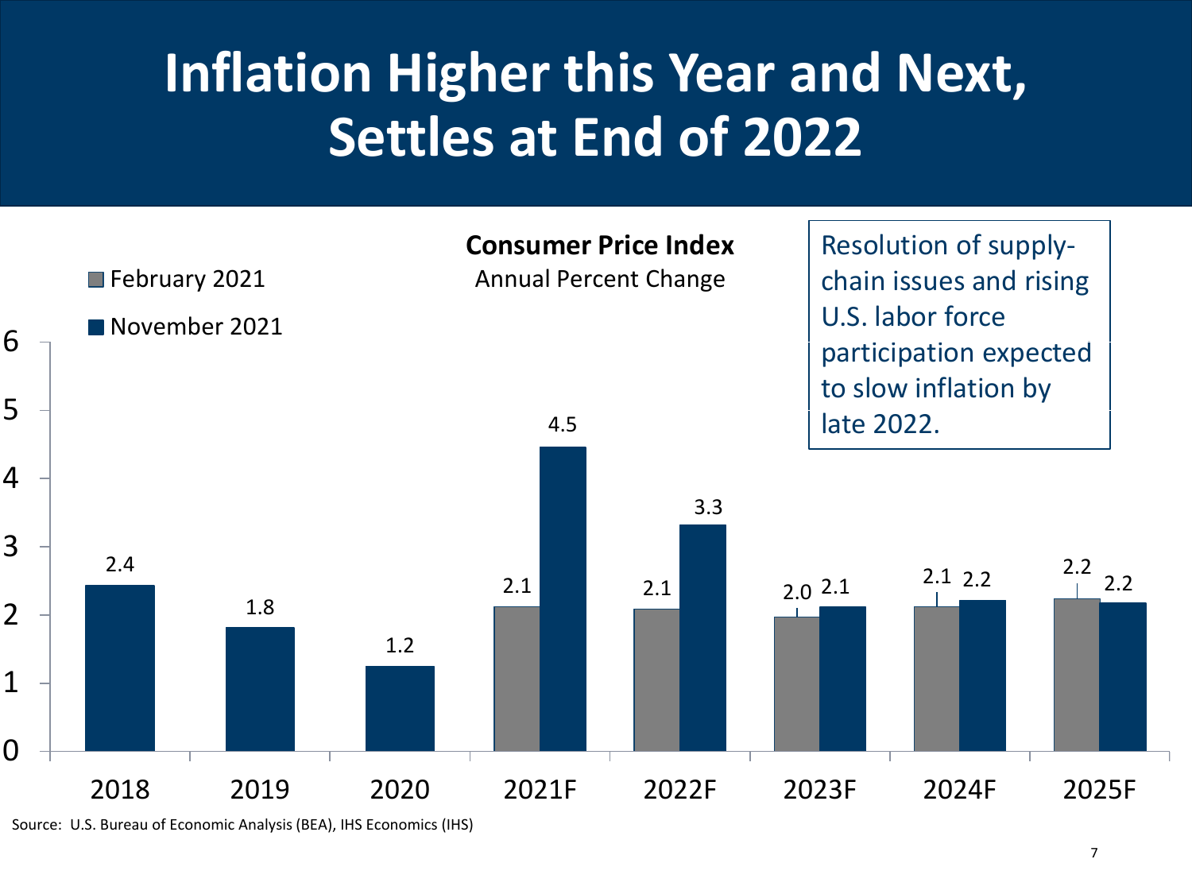# Inflation Higher this Year and Next, Settles at End of 2022

**Consumer Price Index**

Annual Percent Change

| Year | February 2021 | November 2021 |
|---|---|---|
| 2018 | | 2.4 |
| 2019 | | 1.8 |
| 2020 | | 1.2 |
| 2021F | 2.1 | 4.5 |
| 2022F | 2.1 | 3.3 |
| 2023F | 2.0 | 2.1 |
| 2024F | 2.1 | 2.2 |
| 2025F | 2.2 | 2.2 |

Resolution of supply-chain issues and rising U.S. labor force participation expected to slow inflation by late 2022.

Source: U.S. Bureau of Economic Analysis (BEA), IHS Economics (IHS)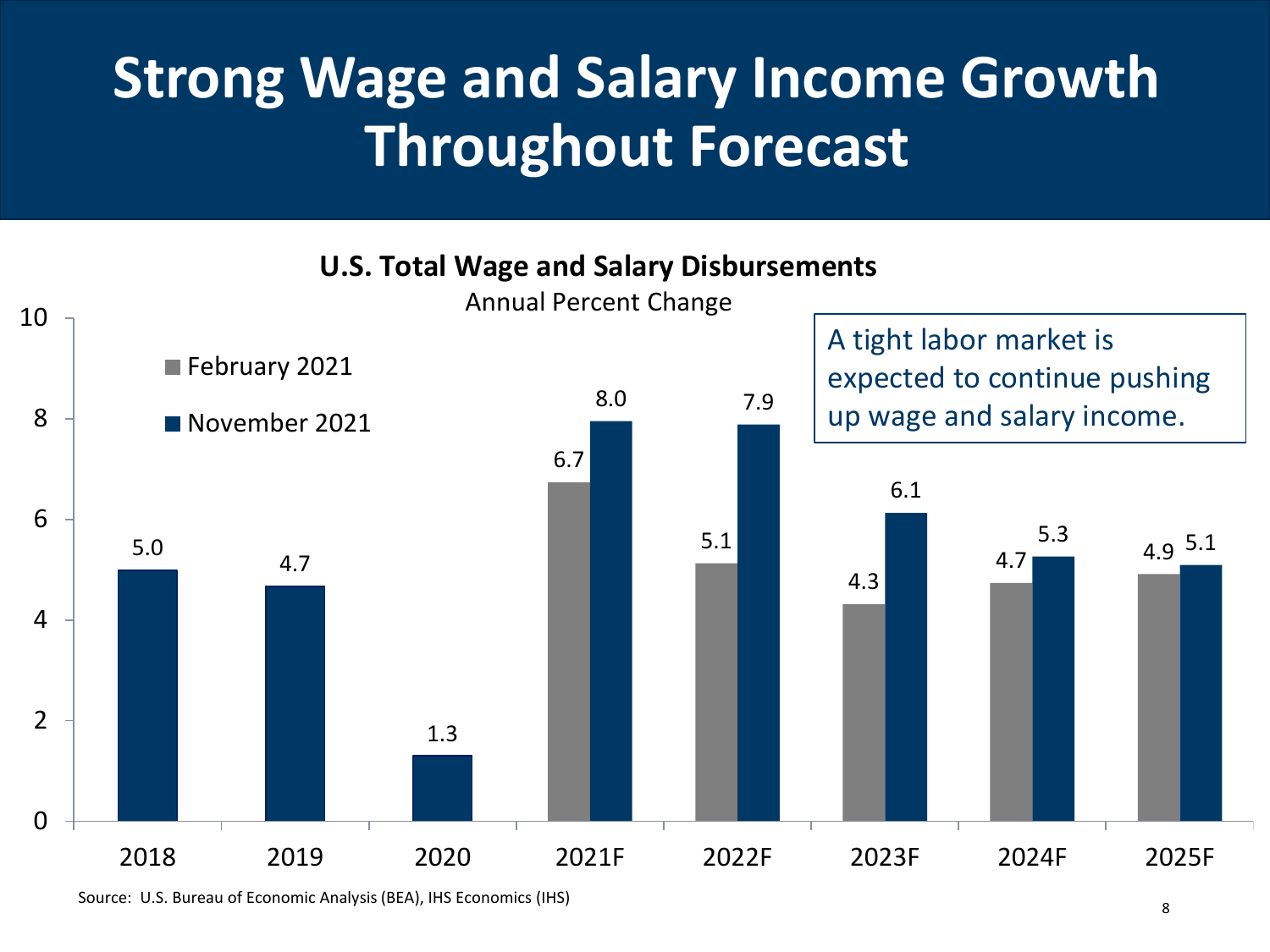# Strong Wage and Salary Income Growth Throughout Forecast

**U.S. Total Wage and Salary Disbursements**

Annual Percent Change

| Year | February 2021 | November 2021 |
|---|---|---|
| 2018 | | 5.0 |
| 2019 | | 4.7 |
| 2020 | | 1.3 |
| 2021F | 6.7 | 8.0 |
| 2022F | 5.1 | 7.9 |
| 2023F | 4.3 | 6.1 |
| 2024F | 4.7 | 5.3 |
| 2025F | 4.9 | 5.1 |

A tight labor market is expected to continue pushing up wage and salary income.

Source: U.S. Bureau of Economic Analysis (BEA), IHS Economics (IHS)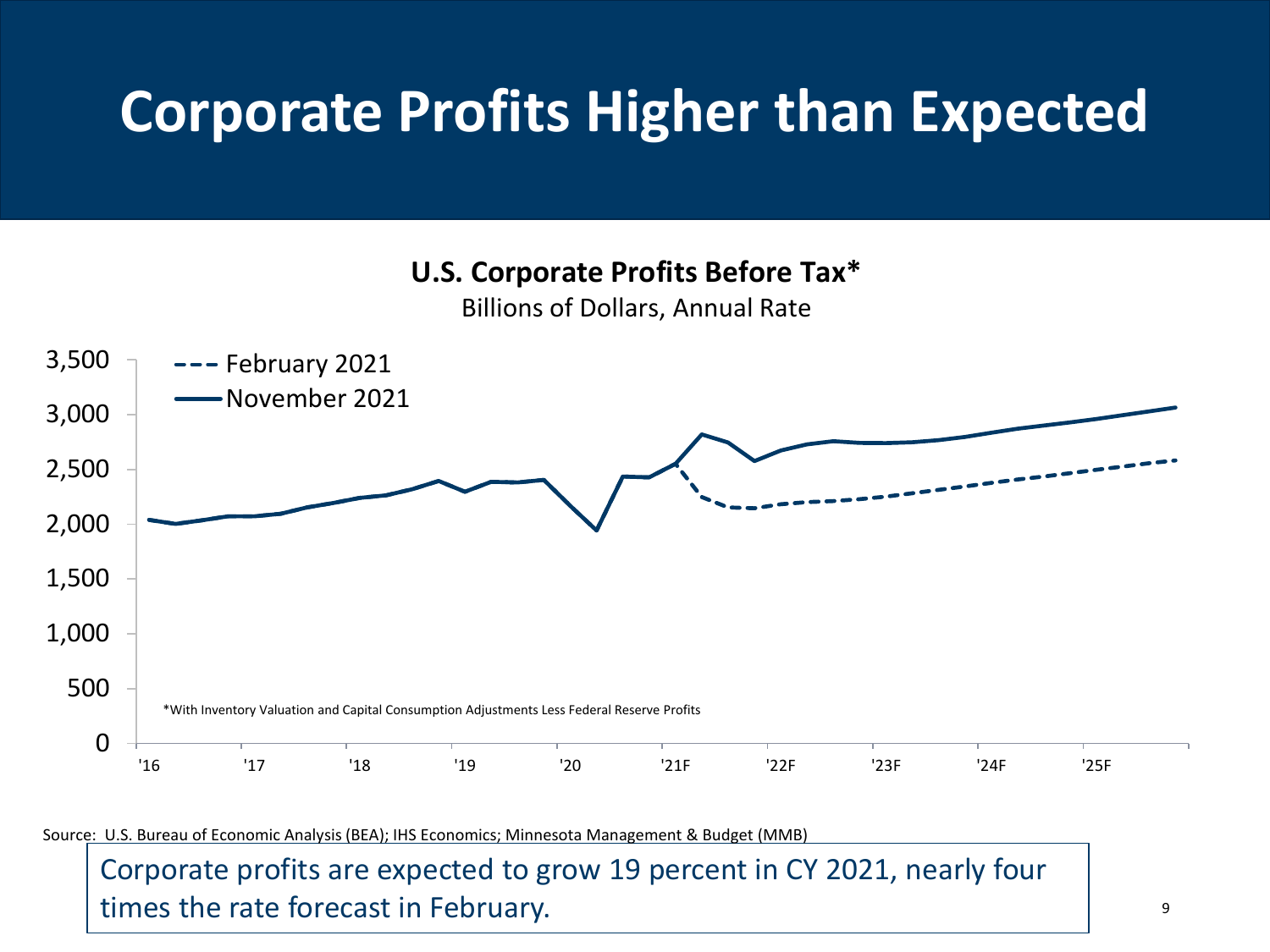# Corporate Profits Higher than Expected

**U.S. Corporate Profits Before Tax***

Billions of Dollars, Annual Rate

February 2021

November 2021

*With Inventory Valuation and Capital Consumption Adjustments Less Federal Reserve Profits

Source: U.S. Bureau of Economic Analysis (BEA); IHS Economics; Minnesota Management & Budget (MMB)

Corporate profits are expected to grow 19 percent in CY 2021, nearly four times the rate forecast in February.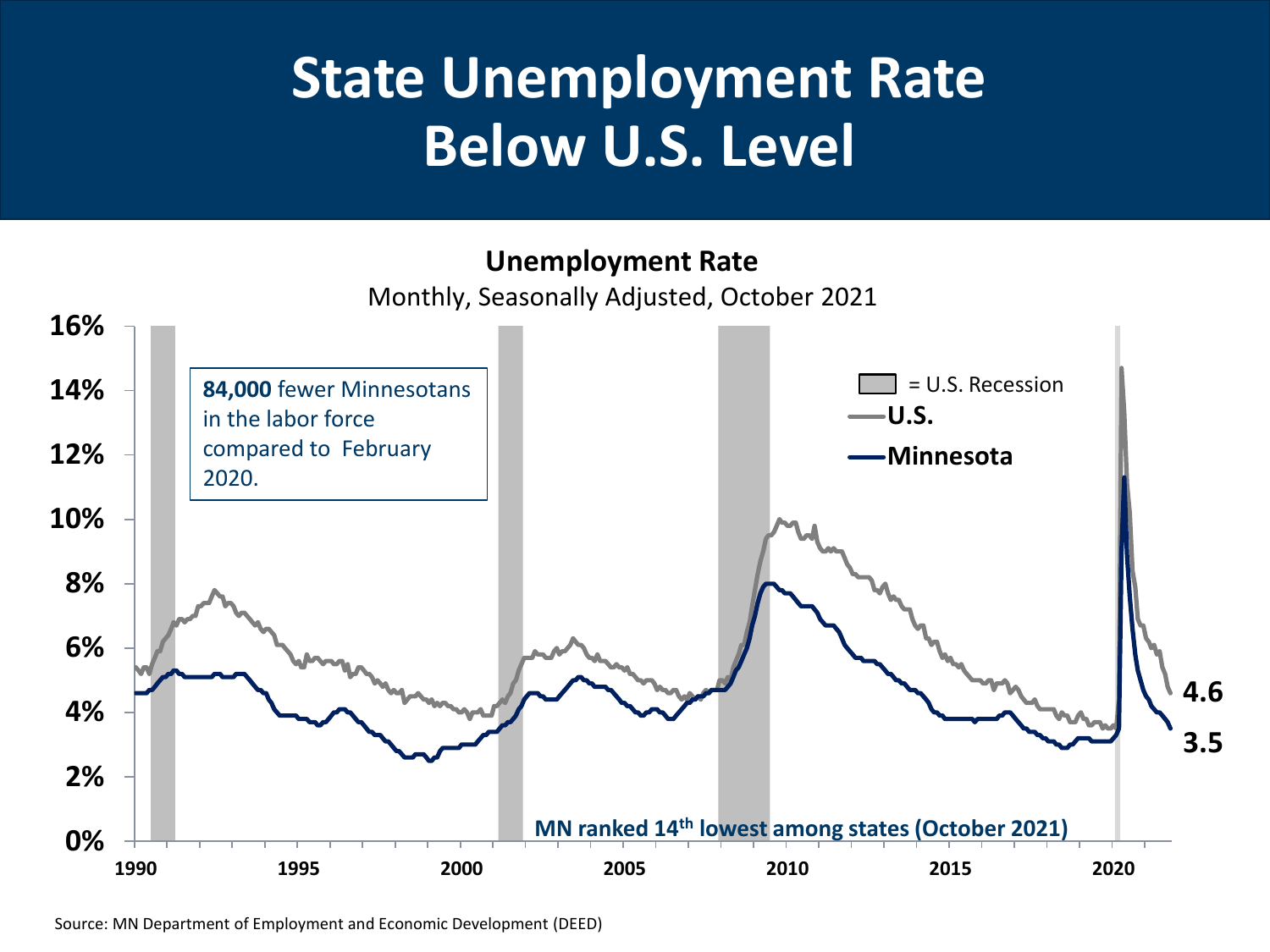# State Unemployment Rate Below U.S. Level

**Unemployment Rate**

Monthly, Seasonally Adjusted, October 2021

**84,000** fewer Minnesotans in the labor force compared to February 2020.

= U.S. Recession

**U.S.**

**Minnesota**

**4.6**

**3.5**

**MN ranked 14th lowest among states (October 2021)**

Source: MN Department of Employment and Economic Development (DEED)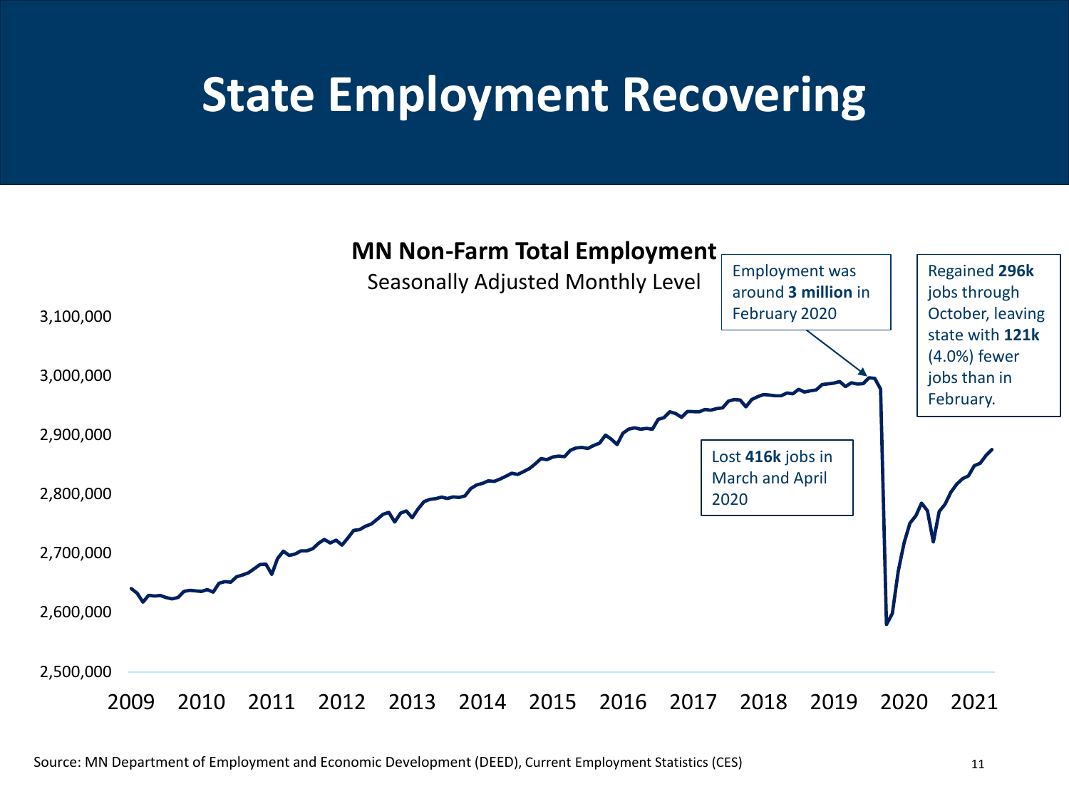# State Employment Recovering

**MN Non-Farm Total Employment**

Seasonally Adjusted Monthly Level

Employment was around **3 million** in February 2020

Regained **296k** jobs through October, leaving state with **121k** (4.0%) fewer jobs than in February.

Lost **416k** jobs in March and April 2020

3,100,000
3,000,000
2,900,000
2,800,000
2,700,000
2,600,000
2,500,000

2009 2010 2011 2012 2013 2014 2015 2016 2017 2018 2019 2020 2021

Source: MN Department of Employment and Economic Development (DEED), Current Employment Statistics (CES)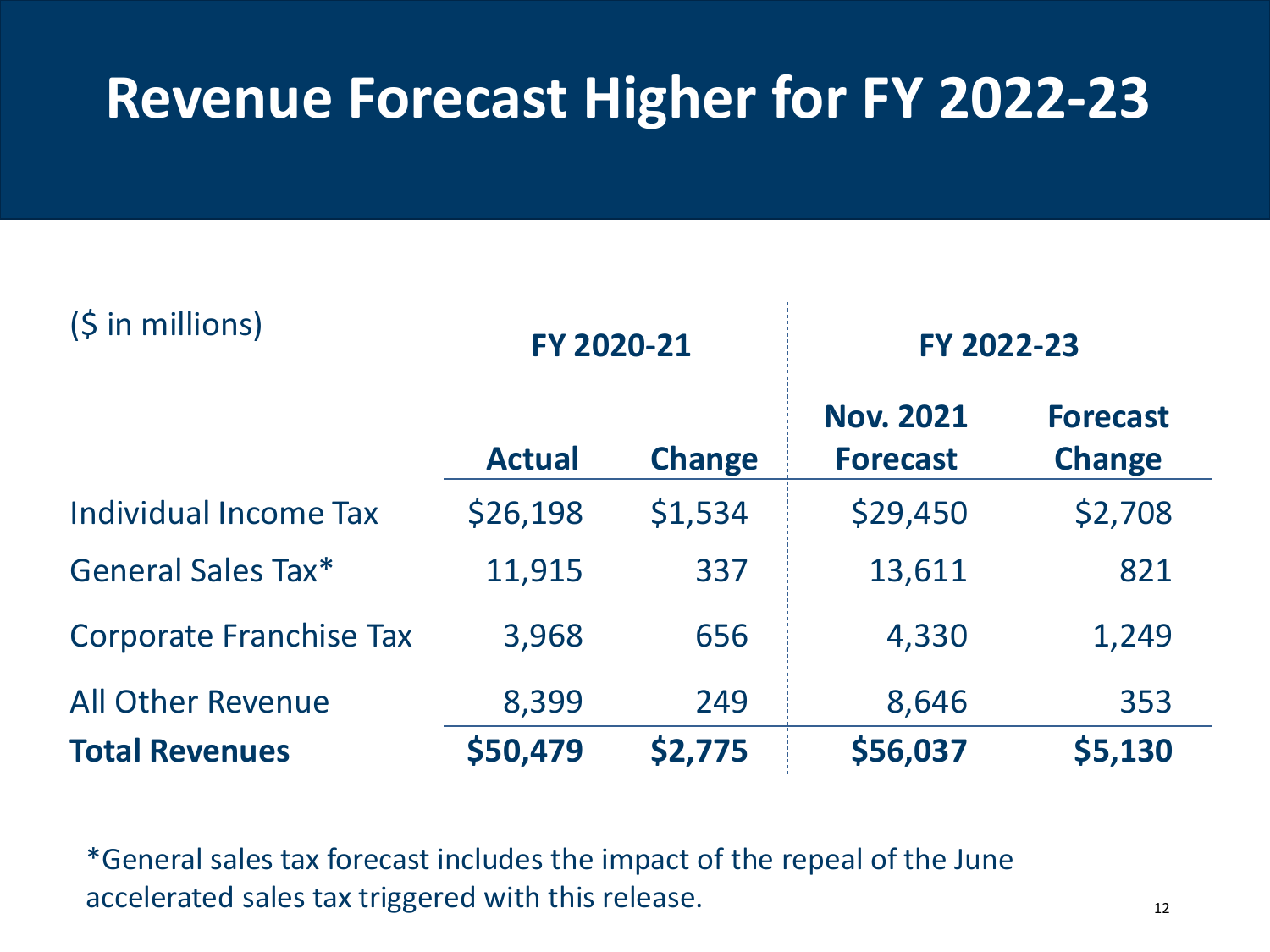# Revenue Forecast Higher for FY 2022-23

| ($ in millions) | FY 2020-21 | | FY 2022-23 | |
|---|---|---|---|---|
| | Actual | Change | Nov. 2021 Forecast | Forecast Change |
| Individual Income Tax | $26,198 | $1,534 | $29,450 | $2,708 |
| General Sales Tax* | 11,915 | 337 | 13,611 | 821 |
| Corporate Franchise Tax | 3,968 | 656 | 4,330 | 1,249 |
| All Other Revenue | 8,399 | 249 | 8,646 | 353 |
| **Total Revenues** | **$50,479** | **$2,775** | **$56,037** | **$5,130** |

*General sales tax forecast includes the impact of the repeal of the June accelerated sales tax triggered with this release.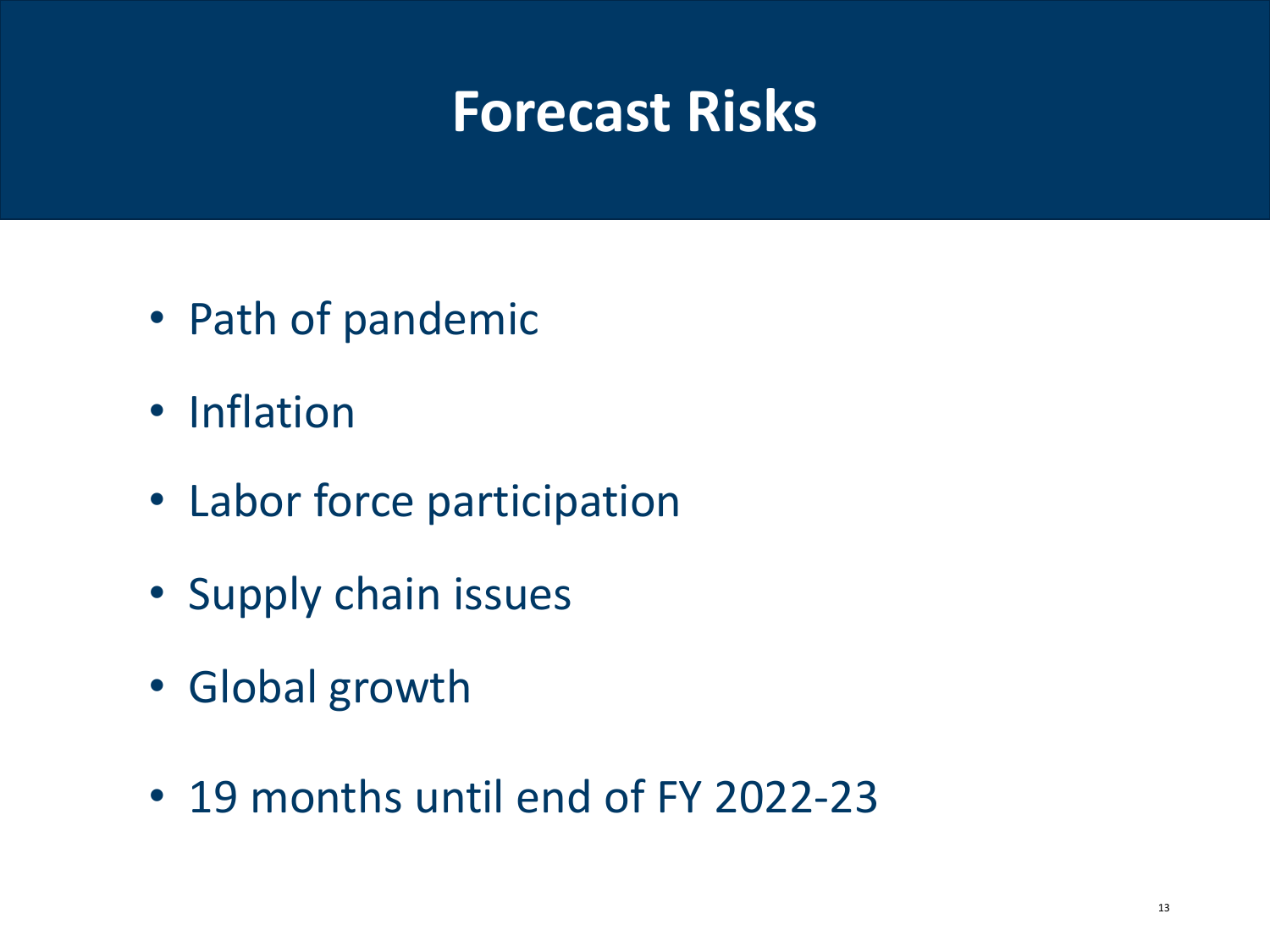# Forecast Risks

- Path of pandemic
- Inflation
- Labor force participation
- Supply chain issues
- Global growth
- 19 months until end of FY 2022-23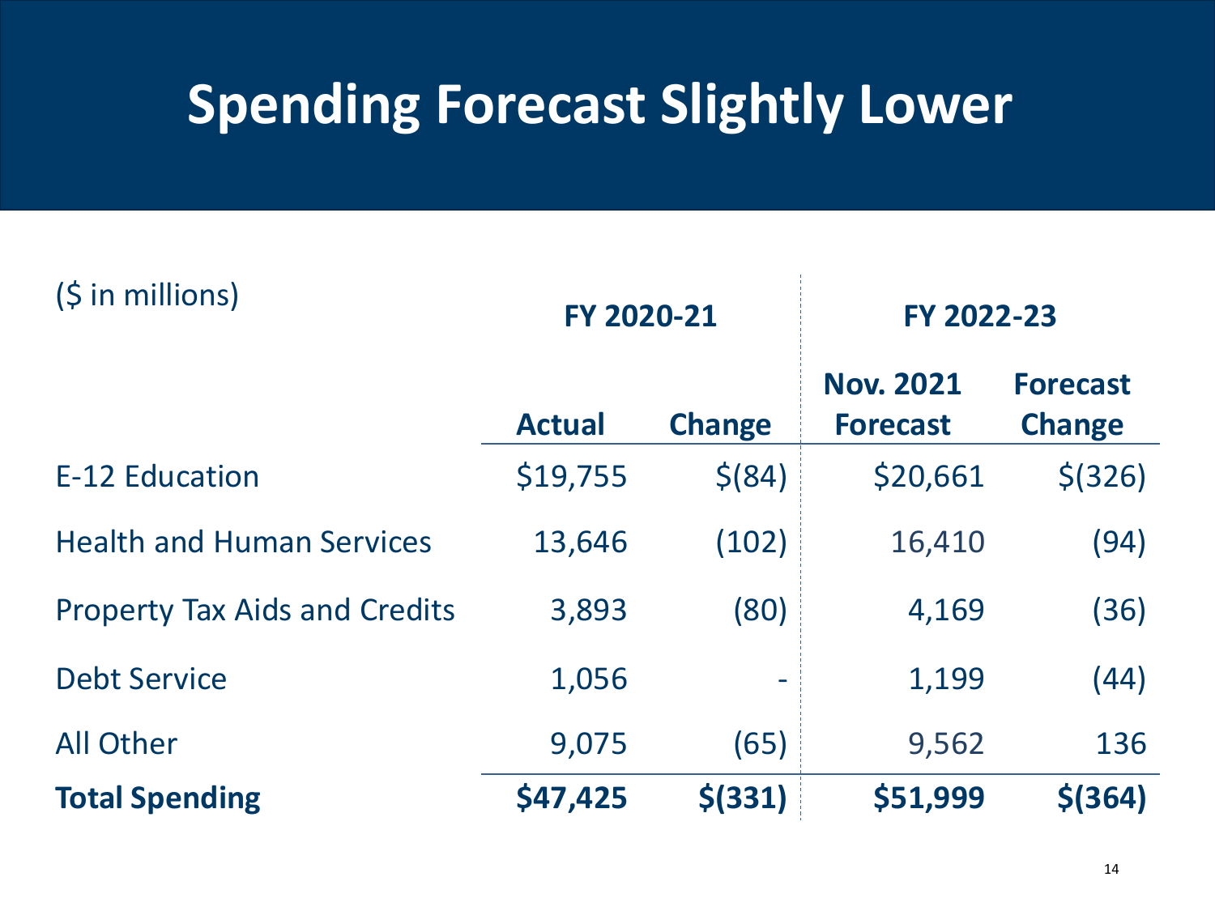# Spending Forecast Slightly Lower

| ($ in millions) | FY 2020-21 | | FY 2022-23 | |
|---|---|---|---|---|
| | **Actual** | **Change** | **Nov. 2021 Forecast** | **Forecast Change** |
| E-12 Education | $19,755 | $(84) | $20,661 | $(326) |
| Health and Human Services | 13,646 | (102) | 16,410 | (94) |
| Property Tax Aids and Credits | 3,893 | (80) | 4,169 | (36) |
| Debt Service | 1,056 | - | 1,199 | (44) |
| All Other | 9,075 | (65) | 9,562 | 136 |
| **Total Spending** | **$47,425** | **$(331)** | **$51,999** | **$(364)** |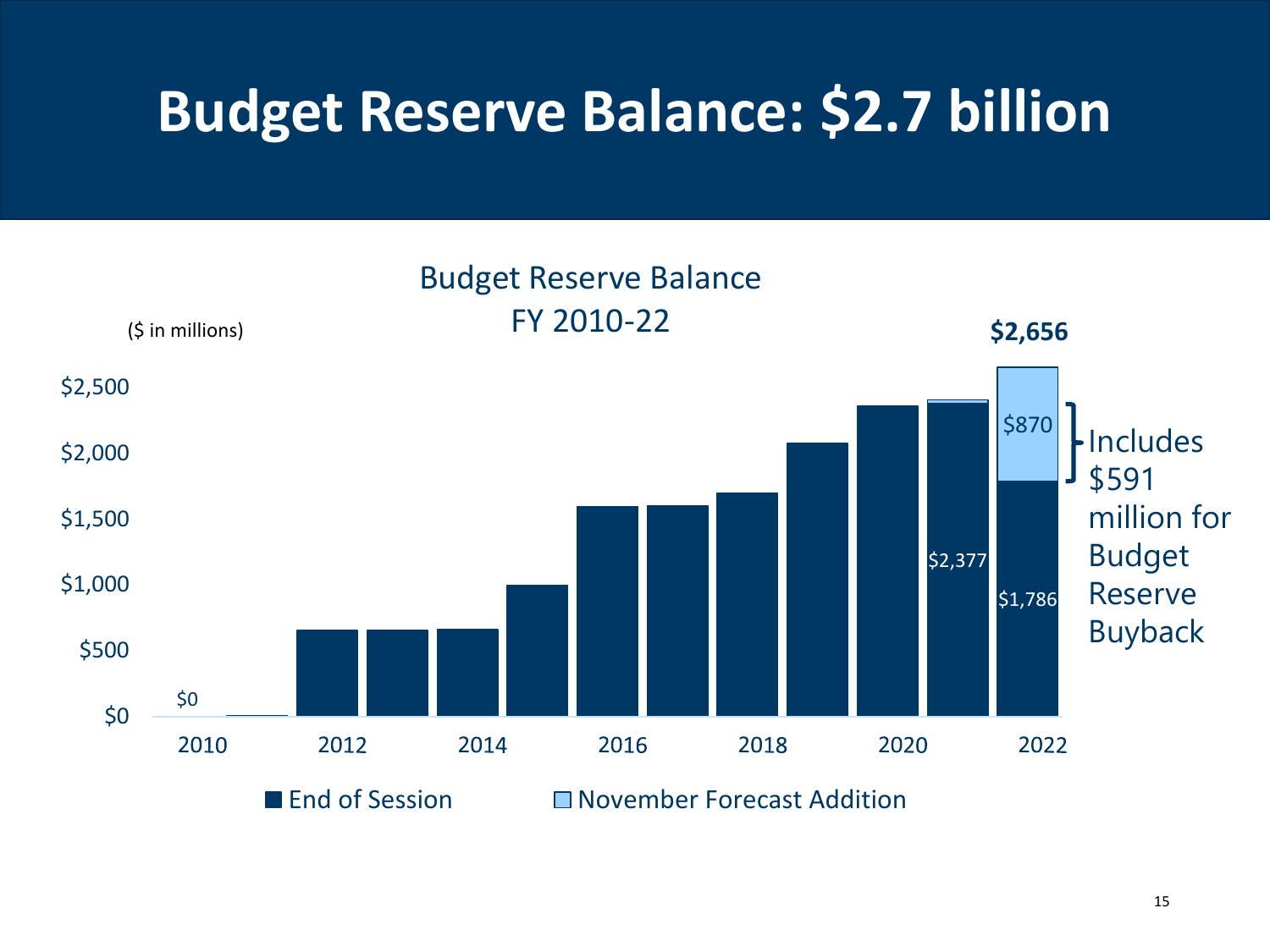# Budget Reserve Balance: $2.7 billion

Budget Reserve Balance
FY 2010-22

($ in millions)

$2,656

$2,500
$2,000
$1,500
$1,000
$500
$0

$0

$2,377

$870

$1,786

Includes $591 million for Budget Reserve Buyback

2010 2012 2014 2016 2018 2020 2022

End of Session    November Forecast Addition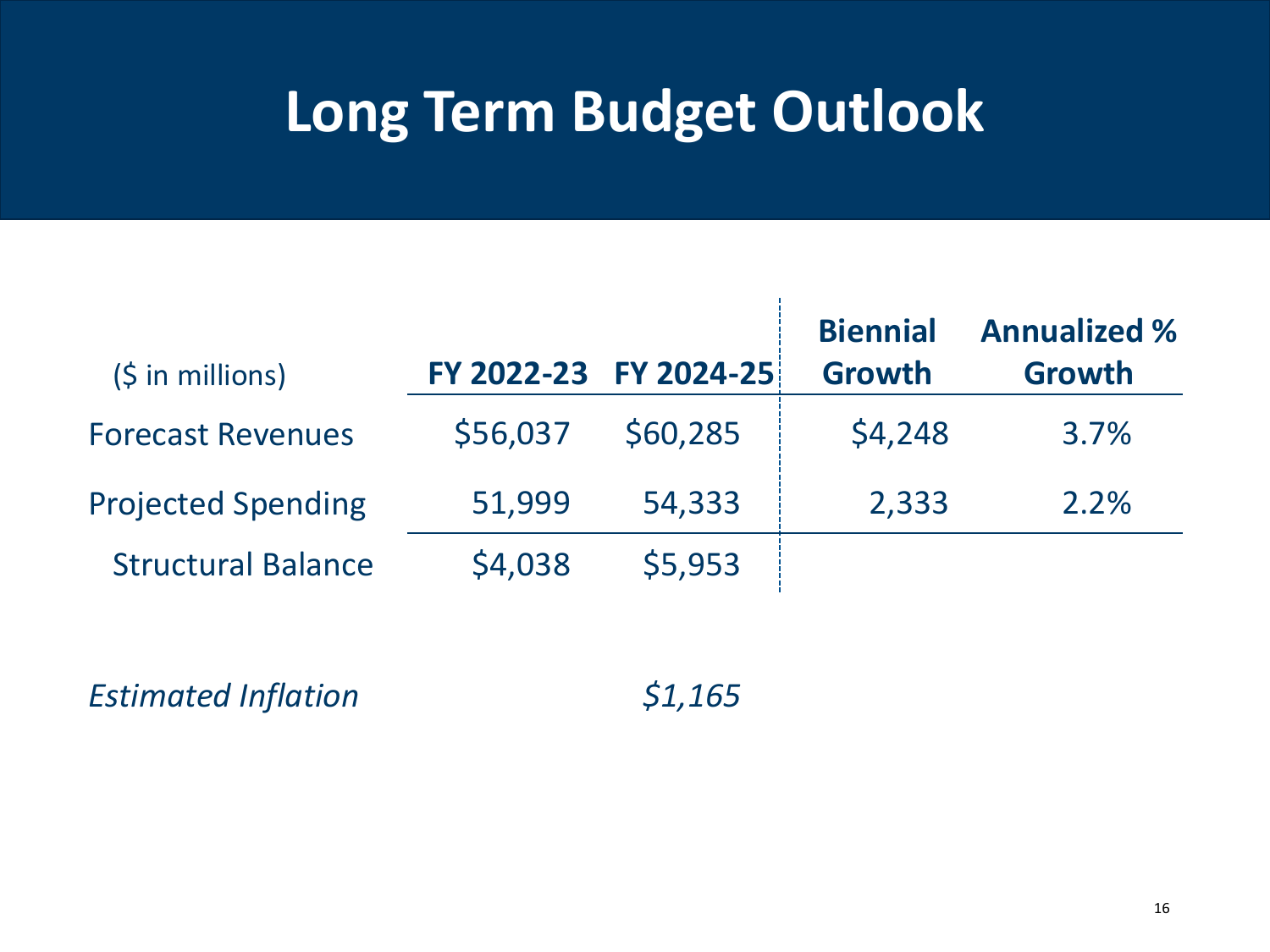# Long Term Budget Outlook

| ($ in millions) | FY 2022-23 | FY 2024-25 | Biennial Growth | Annualized % Growth |
|---|---|---|---|---|
| Forecast Revenues | $56,037 | $60,285 | $4,248 | 3.7% |
| Projected Spending | 51,999 | 54,333 | 2,333 | 2.2% |
| Structural Balance | $4,038 | $5,953 | | |

| | | |
|---|---|---|
| *Estimated Inflation* | | *$1,165* |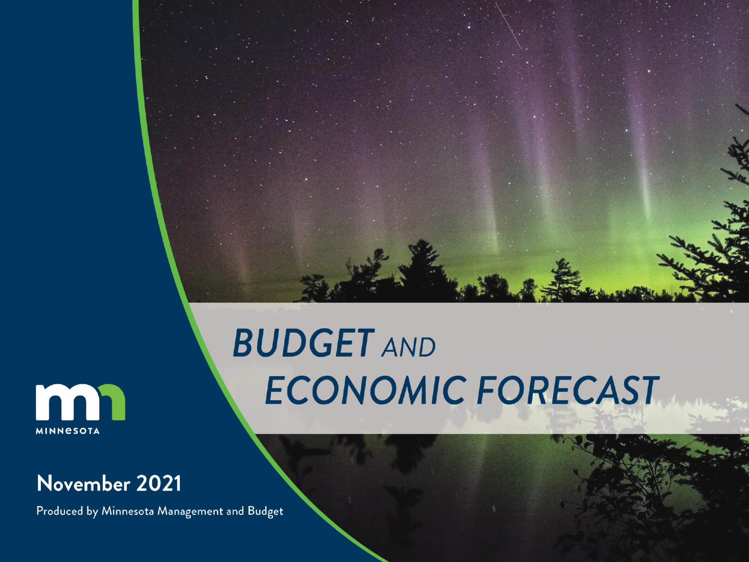# BUDGET AND ECONOMIC FORECAST

MINNESOTA

November 2021

Produced by Minnesota Management and Budget